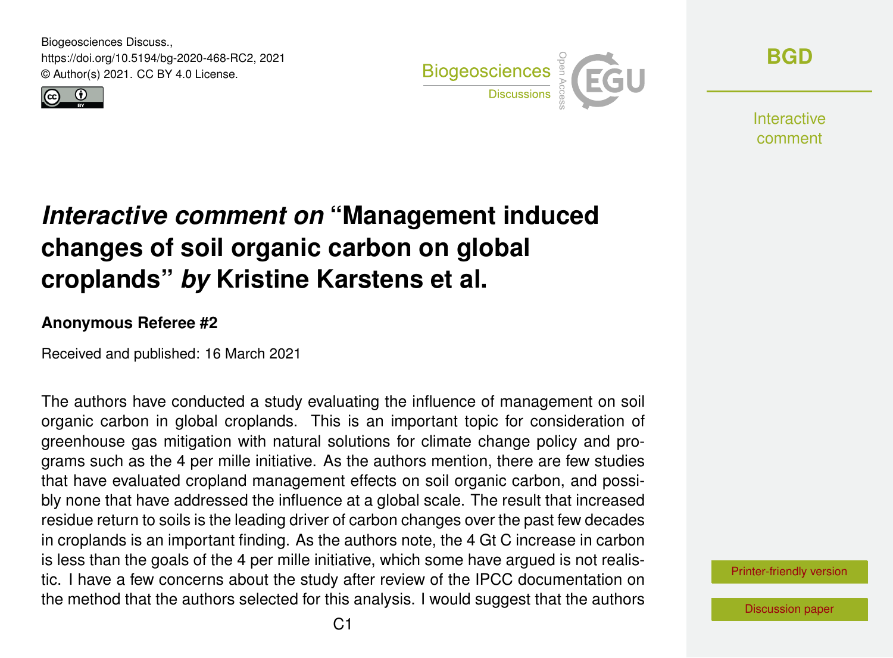# *Interactive comment on* "Management induced changes of soil organic carbon on global croplands" *by* Kristine Karstens et al.

**Anonymous Referee #2**

Received and published: 16 March 2021

The authors have conducted a study evaluating the influence of management on soil organic carbon in global croplands. This is an important topic for consideration of greenhouse gas mitigation with natural solutions for climate change policy and programs such as the 4 per mille initiative. As the authors mention, there are few studies that have evaluated cropland management effects on soil organic carbon, and possibly none that have addressed the influence at a global scale. The result that increased residue return to soils is the leading driver of carbon changes over the past few decades in croplands is an important finding. As the authors note, the 4 Gt C increase in carbon is less than the goals of the 4 per mille initiative, which some have argued is not realistic. I have a few concerns about the study after review of the IPCC documentation on the method that the authors selected for this analysis. I would suggest that the authors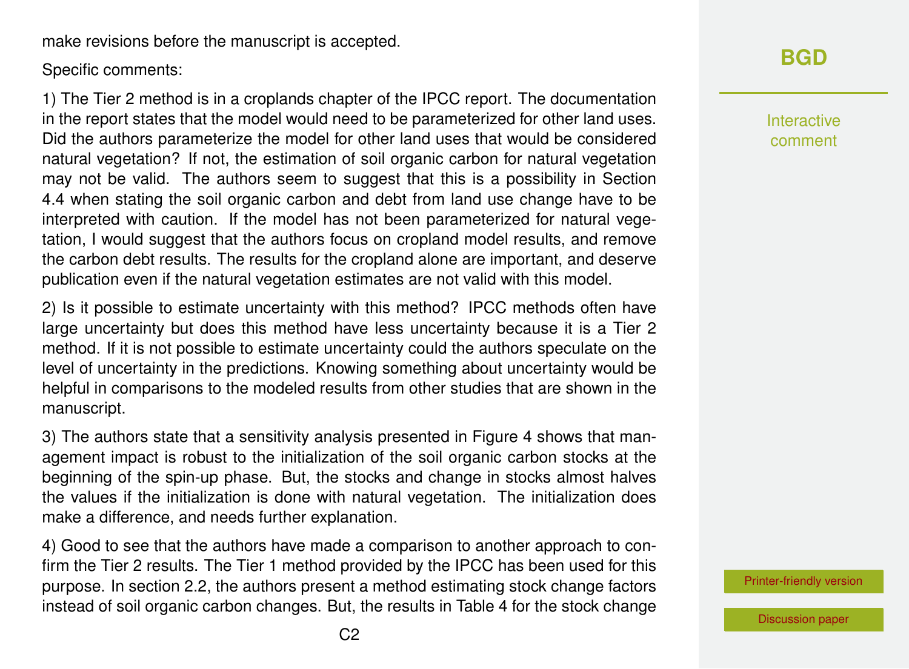make revisions before the manuscript is accepted.

Specific comments:

1) The Tier 2 method is in a croplands chapter of the IPCC report. The documentation in the report states that the model would need to be parameterized for other land uses. Did the authors parameterize the model for other land uses that would be considered natural vegetation? If not, the estimation of soil organic carbon for natural vegetation may not be valid. The authors seem to suggest that this is a possibility in Section 4.4 when stating the soil organic carbon and debt from land use change have to be interpreted with caution. If the model has not been parameterized for natural vegetation, I would suggest that the authors focus on cropland model results, and remove the carbon debt results. The results for the cropland alone are important, and deserve publication even if the natural vegetation estimates are not valid with this model.

2) Is it possible to estimate uncertainty with this method? IPCC methods often have large uncertainty but does this method have less uncertainty because it is a Tier 2 method. If it is not possible to estimate uncertainty could the authors speculate on the level of uncertainty in the predictions. Knowing something about uncertainty would be helpful in comparisons to the modeled results from other studies that are shown in the manuscript.

3) The authors state that a sensitivity analysis presented in Figure 4 shows that management impact is robust to the initialization of the soil organic carbon stocks at the beginning of the spin-up phase. But, the stocks and change in stocks almost halves the values if the initialization is done with natural vegetation. The initialization does make a difference, and needs further explanation.

4) Good to see that the authors have made a comparison to another approach to confirm the Tier 2 results. The Tier 1 method provided by the IPCC has been used for this purpose. In section 2.2, the authors present a method estimating stock change factors instead of soil organic carbon changes. But, the results in Table 4 for the stock change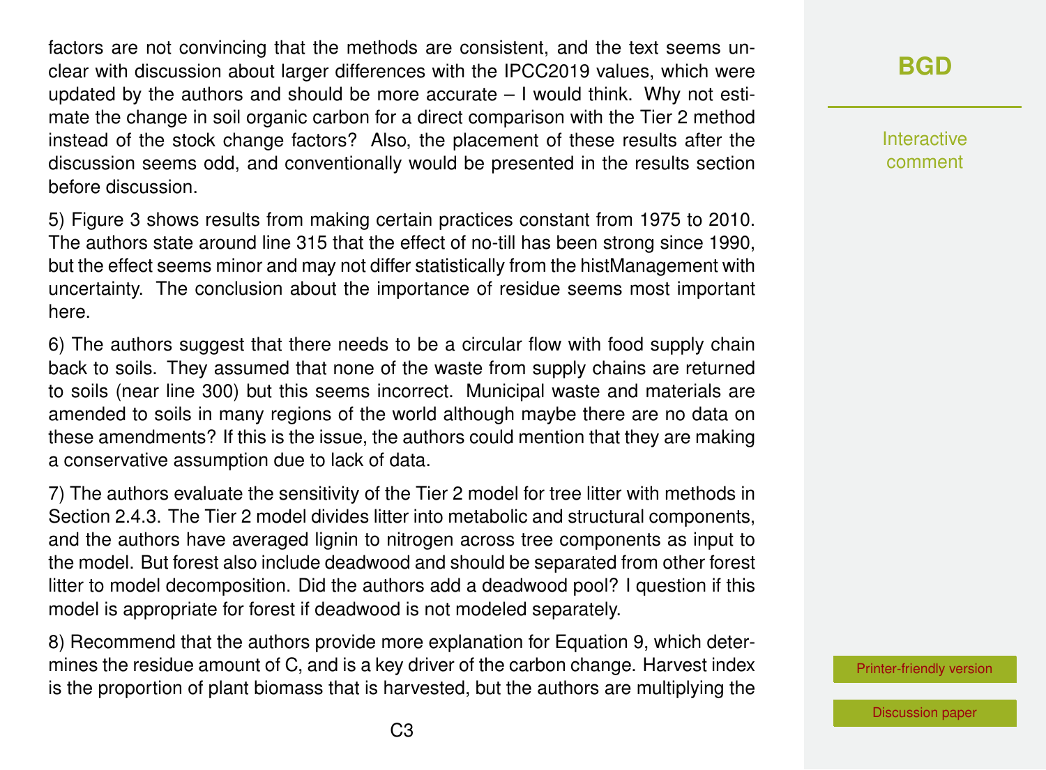factors are not convincing that the methods are consistent, and the text seems unclear with discussion about larger differences with the IPCC2019 values, which were updated by the authors and should be more accurate – I would think. Why not estimate the change in soil organic carbon for a direct comparison with the Tier 2 method instead of the stock change factors? Also, the placement of these results after the discussion seems odd, and conventionally would be presented in the results section before discussion.

5) Figure 3 shows results from making certain practices constant from 1975 to 2010. The authors state around line 315 that the effect of no-till has been strong since 1990, but the effect seems minor and may not differ statistically from the histManagement with uncertainty. The conclusion about the importance of residue seems most important here.

6) The authors suggest that there needs to be a circular flow with food supply chain back to soils. They assumed that none of the waste from supply chains are returned to soils (near line 300) but this seems incorrect. Municipal waste and materials are amended to soils in many regions of the world although maybe there are no data on these amendments? If this is the issue, the authors could mention that they are making a conservative assumption due to lack of data.

7) The authors evaluate the sensitivity of the Tier 2 model for tree litter with methods in Section 2.4.3. The Tier 2 model divides litter into metabolic and structural components, and the authors have averaged lignin to nitrogen across tree components as input to the model. But forest also include deadwood and should be separated from other forest litter to model decomposition. Did the authors add a deadwood pool? I question if this model is appropriate for forest if deadwood is not modeled separately.

8) Recommend that the authors provide more explanation for Equation 9, which determines the residue amount of C, and is a key driver of the carbon change. Harvest index is the proportion of plant biomass that is harvested, but the authors are multiplying the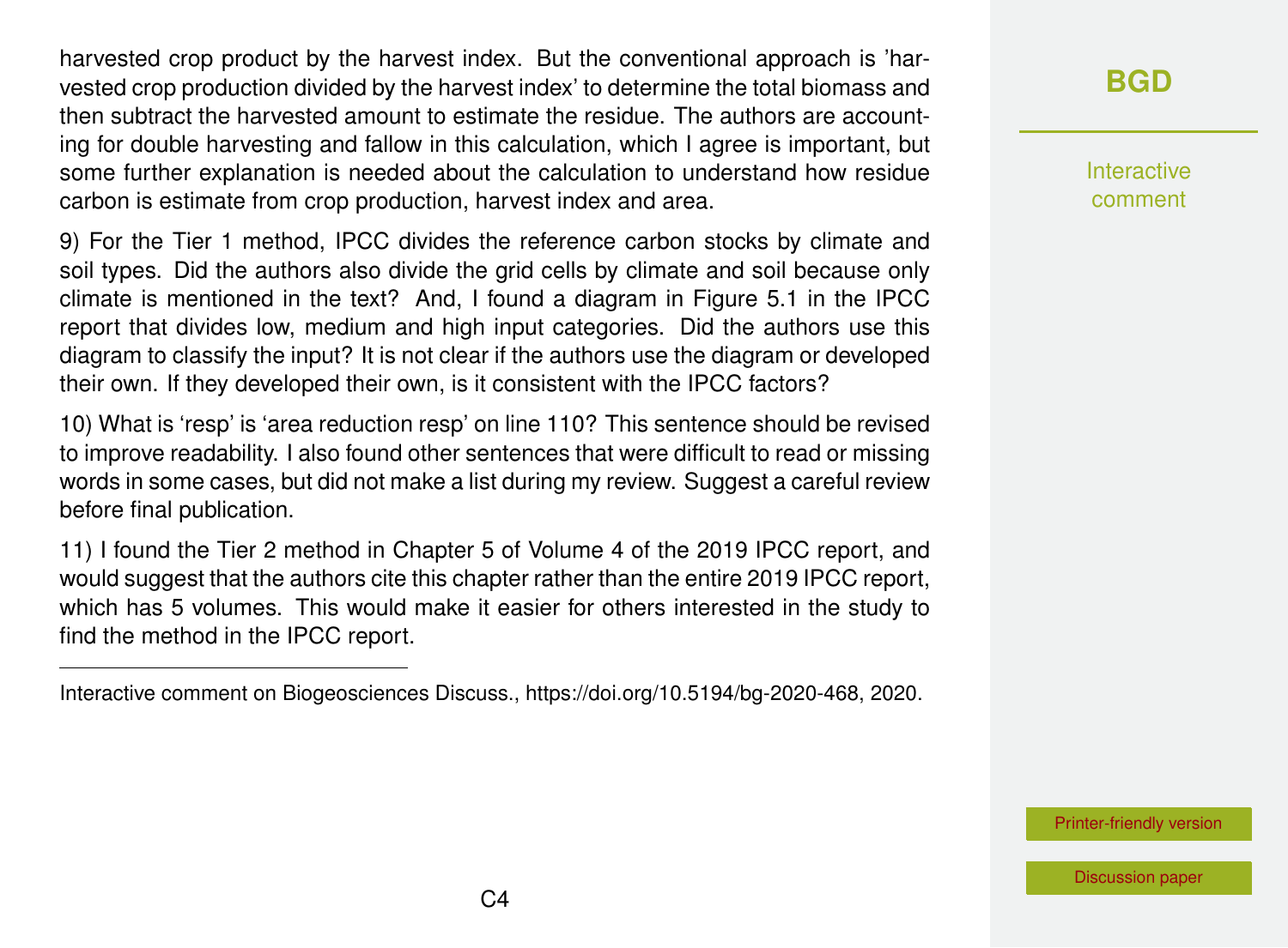harvested crop product by the harvest index. But the conventional approach is 'harvested crop production divided by the harvest index' to determine the total biomass and then subtract the harvested amount to estimate the residue. The authors are accounting for double harvesting and fallow in this calculation, which I agree is important, but some further explanation is needed about the calculation to understand how residue carbon is estimate from crop production, harvest index and area.

9) For the Tier 1 method, IPCC divides the reference carbon stocks by climate and soil types. Did the authors also divide the grid cells by climate and soil because only climate is mentioned in the text? And, I found a diagram in Figure 5.1 in the IPCC report that divides low, medium and high input categories. Did the authors use this diagram to classify the input? It is not clear if the authors use the diagram or developed their own. If they developed their own, is it consistent with the IPCC factors?

10) What is 'resp' is 'area reduction resp' on line 110? This sentence should be revised to improve readability. I also found other sentences that were difficult to read or missing words in some cases, but did not make a list during my review. Suggest a careful review before final publication.

11) I found the Tier 2 method in Chapter 5 of Volume 4 of the 2019 IPCC report, and would suggest that the authors cite this chapter rather than the entire 2019 IPCC report, which has 5 volumes. This would make it easier for others interested in the study to find the method in the IPCC report.

---

Interactive comment on Biogeosciences Discuss., https://doi.org/10.5194/bg-2020-468, 2020.